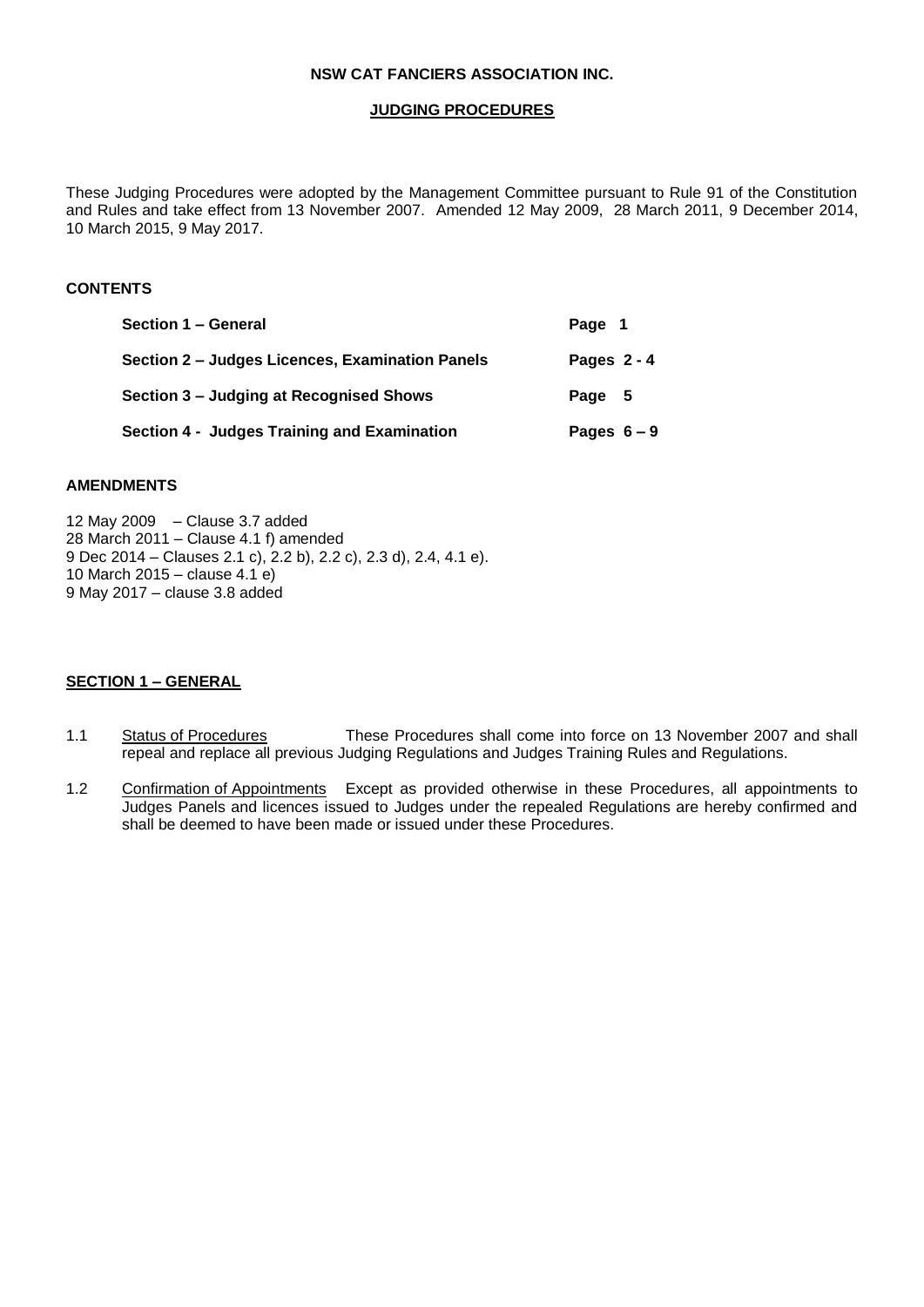**NSW CAT FANCIERS ASSOCIATION INC.**

**JUDGING PROCEDURES**

These Judging Procedures were adopted by the Management Committee pursuant to Rule 91 of the Constitution and Rules and take effect from 13 November 2007. Amended 12 May 2009, 28 March 2011, 9 December 2014, 10 March 2015, 9 May 2017.

## CONTENTS

| | |
|---|---|
| **Section 1 – General** | **Page 1** |
| **Section 2 – Judges Licences, Examination Panels** | **Pages 2 - 4** |
| **Section 3 – Judging at Recognised Shows** | **Page 5** |
| **Section 4 - Judges Training and Examination** | **Pages 6 – 9** |

## AMENDMENTS

12 May 2009 – Clause 3.7 added
28 March 2011 – Clause 4.1 f) amended
9 Dec 2014 – Clauses 2.1 c), 2.2 b), 2.2 c), 2.3 d), 2.4, 4.1 e).
10 March 2015 – clause 4.1 e)
9 May 2017 – clause 3.8 added

## SECTION 1 – GENERAL

1.1 Status of Procedures These Procedures shall come into force on 13 November 2007 and shall repeal and replace all previous Judging Regulations and Judges Training Rules and Regulations.

1.2 Confirmation of Appointments Except as provided otherwise in these Procedures, all appointments to Judges Panels and licences issued to Judges under the repealed Regulations are hereby confirmed and shall be deemed to have been made or issued under these Procedures.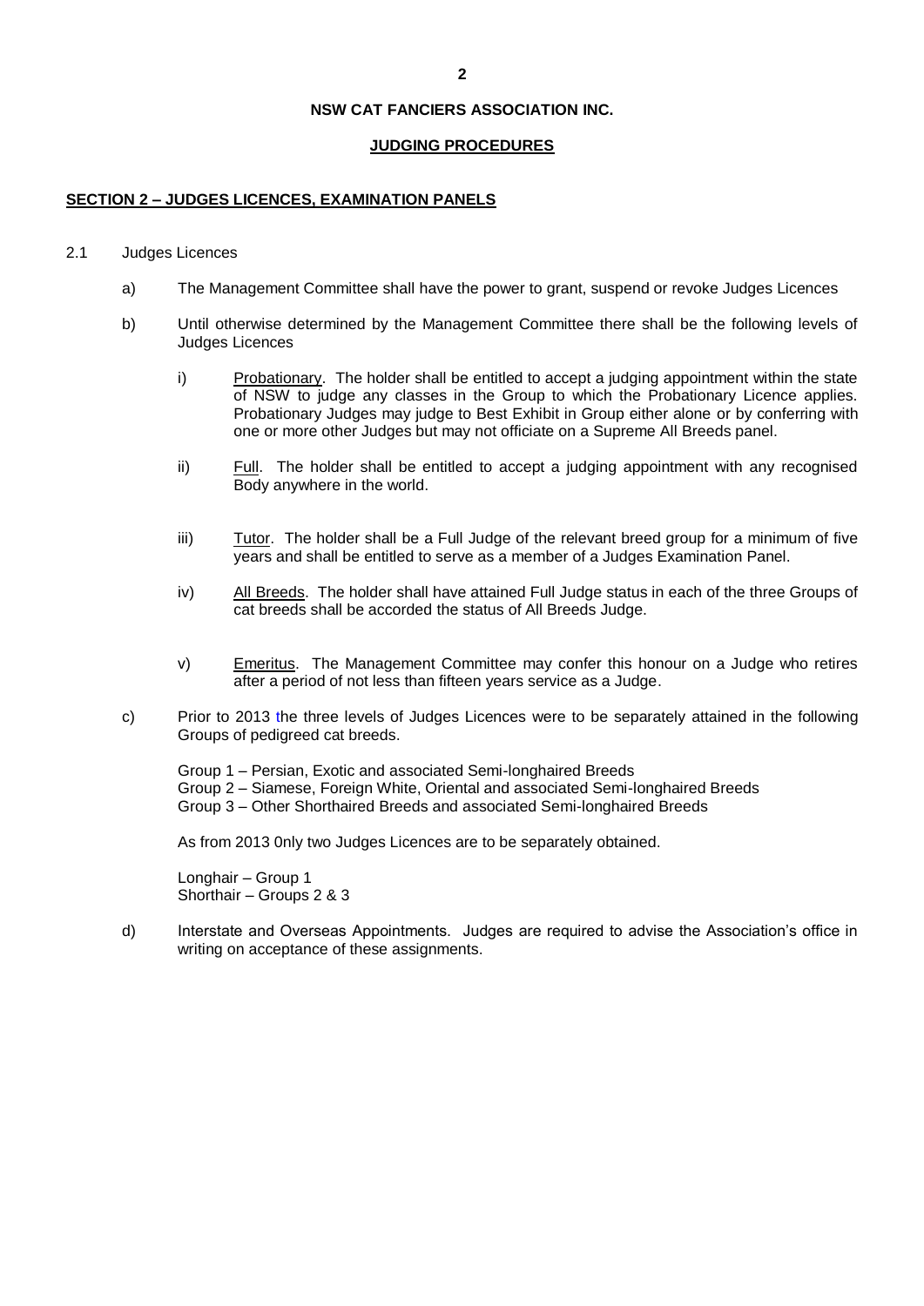**NSW CAT FANCIERS ASSOCIATION INC.**

**JUDGING PROCEDURES**

## SECTION 2 – JUDGES LICENCES, EXAMINATION PANELS

2.1 Judges Licences

a) The Management Committee shall have the power to grant, suspend or revoke Judges Licences

b) Until otherwise determined by the Management Committee there shall be the following levels of Judges Licences

   i) Probationary. The holder shall be entitled to accept a judging appointment within the state of NSW to judge any classes in the Group to which the Probationary Licence applies. Probationary Judges may judge to Best Exhibit in Group either alone or by conferring with one or more other Judges but may not officiate on a Supreme All Breeds panel.

   ii) Full. The holder shall be entitled to accept a judging appointment with any recognised Body anywhere in the world.

   iii) Tutor. The holder shall be a Full Judge of the relevant breed group for a minimum of five years and shall be entitled to serve as a member of a Judges Examination Panel.

   iv) All Breeds. The holder shall have attained Full Judge status in each of the three Groups of cat breeds shall be accorded the status of All Breeds Judge.

   v) Emeritus. The Management Committee may confer this honour on a Judge who retires after a period of not less than fifteen years service as a Judge.

c) Prior to 2013 the three levels of Judges Licences were to be separately attained in the following Groups of pedigreed cat breeds.

   Group 1 – Persian, Exotic and associated Semi-longhaired Breeds
   Group 2 – Siamese, Foreign White, Oriental and associated Semi-longhaired Breeds
   Group 3 – Other Shorthaired Breeds and associated Semi-longhaired Breeds

   As from 2013 0nly two Judges Licences are to be separately obtained.

   Longhair – Group 1
   Shorthair – Groups 2 & 3

d) Interstate and Overseas Appointments. Judges are required to advise the Association's office in writing on acceptance of these assignments.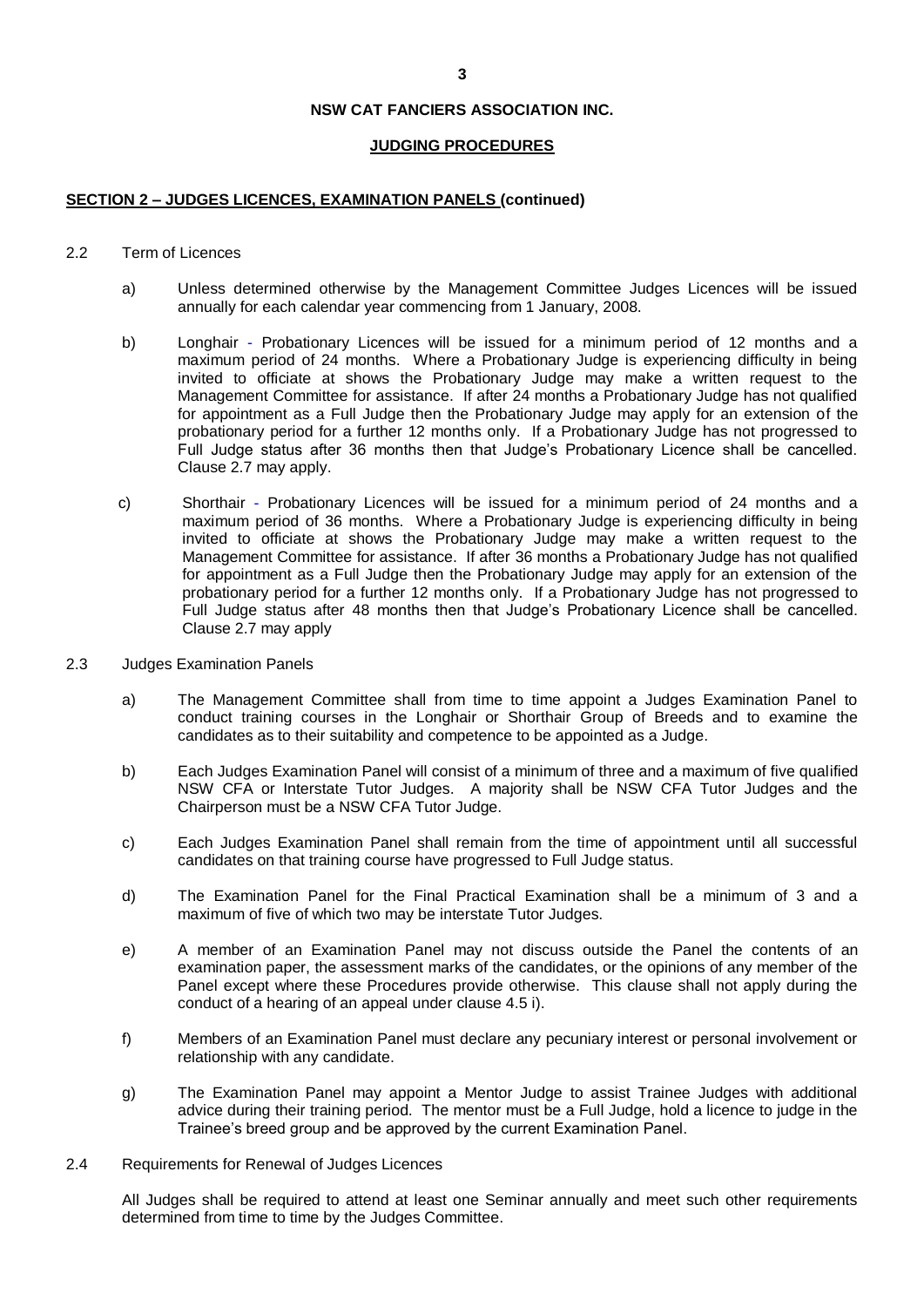**NSW CAT FANCIERS ASSOCIATION INC.**

**JUDGING PROCEDURES**

## SECTION 2 – JUDGES LICENCES, EXAMINATION PANELS (continued)

2.2 Term of Licences

a) Unless determined otherwise by the Management Committee Judges Licences will be issued annually for each calendar year commencing from 1 January, 2008.

b) Longhair - Probationary Licences will be issued for a minimum period of 12 months and a maximum period of 24 months. Where a Probationary Judge is experiencing difficulty in being invited to officiate at shows the Probationary Judge may make a written request to the Management Committee for assistance. If after 24 months a Probationary Judge has not qualified for appointment as a Full Judge then the Probationary Judge may apply for an extension of the probationary period for a further 12 months only. If a Probationary Judge has not progressed to Full Judge status after 36 months then that Judge's Probationary Licence shall be cancelled. Clause 2.7 may apply.

c) Shorthair - Probationary Licences will be issued for a minimum period of 24 months and a maximum period of 36 months. Where a Probationary Judge is experiencing difficulty in being invited to officiate at shows the Probationary Judge may make a written request to the Management Committee for assistance. If after 36 months a Probationary Judge has not qualified for appointment as a Full Judge then the Probationary Judge may apply for an extension of the probationary period for a further 12 months only. If a Probationary Judge has not progressed to Full Judge status after 48 months then that Judge's Probationary Licence shall be cancelled. Clause 2.7 may apply

2.3 Judges Examination Panels

a) The Management Committee shall from time to time appoint a Judges Examination Panel to conduct training courses in the Longhair or Shorthair Group of Breeds and to examine the candidates as to their suitability and competence to be appointed as a Judge.

b) Each Judges Examination Panel will consist of a minimum of three and a maximum of five qualified NSW CFA or Interstate Tutor Judges. A majority shall be NSW CFA Tutor Judges and the Chairperson must be a NSW CFA Tutor Judge.

c) Each Judges Examination Panel shall remain from the time of appointment until all successful candidates on that training course have progressed to Full Judge status.

d) The Examination Panel for the Final Practical Examination shall be a minimum of 3 and a maximum of five of which two may be interstate Tutor Judges.

e) A member of an Examination Panel may not discuss outside the Panel the contents of an examination paper, the assessment marks of the candidates, or the opinions of any member of the Panel except where these Procedures provide otherwise. This clause shall not apply during the conduct of a hearing of an appeal under clause 4.5 i).

f) Members of an Examination Panel must declare any pecuniary interest or personal involvement or relationship with any candidate.

g) The Examination Panel may appoint a Mentor Judge to assist Trainee Judges with additional advice during their training period. The mentor must be a Full Judge, hold a licence to judge in the Trainee's breed group and be approved by the current Examination Panel.

2.4 Requirements for Renewal of Judges Licences

All Judges shall be required to attend at least one Seminar annually and meet such other requirements determined from time to time by the Judges Committee.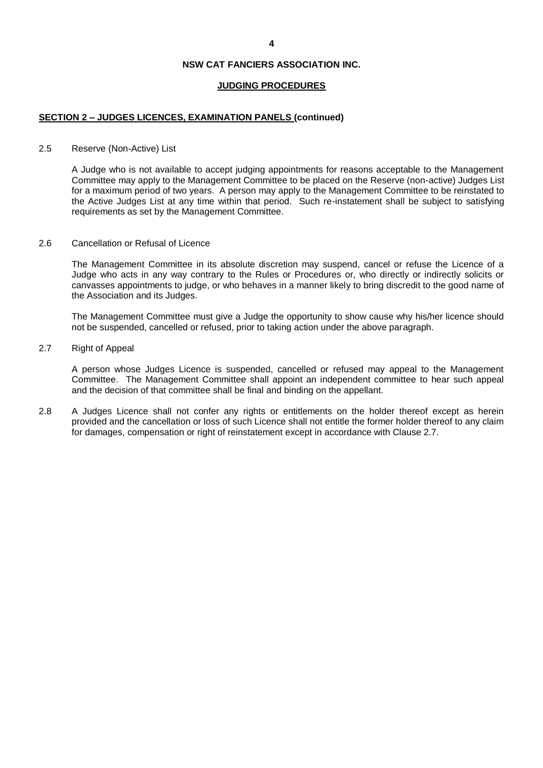**NSW CAT FANCIERS ASSOCIATION INC.**

**JUDGING PROCEDURES**

## SECTION 2 – JUDGES LICENCES, EXAMINATION PANELS (continued)

2.5 Reserve (Non-Active) List

A Judge who is not available to accept judging appointments for reasons acceptable to the Management Committee may apply to the Management Committee to be placed on the Reserve (non-active) Judges List for a maximum period of two years. A person may apply to the Management Committee to be reinstated to the Active Judges List at any time within that period. Such re-instatement shall be subject to satisfying requirements as set by the Management Committee.

2.6 Cancellation or Refusal of Licence

The Management Committee in its absolute discretion may suspend, cancel or refuse the Licence of a Judge who acts in any way contrary to the Rules or Procedures or, who directly or indirectly solicits or canvasses appointments to judge, or who behaves in a manner likely to bring discredit to the good name of the Association and its Judges.

The Management Committee must give a Judge the opportunity to show cause why his/her licence should not be suspended, cancelled or refused, prior to taking action under the above paragraph.

2.7 Right of Appeal

A person whose Judges Licence is suspended, cancelled or refused may appeal to the Management Committee. The Management Committee shall appoint an independent committee to hear such appeal and the decision of that committee shall be final and binding on the appellant.

2.8 A Judges Licence shall not confer any rights or entitlements on the holder thereof except as herein provided and the cancellation or loss of such Licence shall not entitle the former holder thereof to any claim for damages, compensation or right of reinstatement except in accordance with Clause 2.7.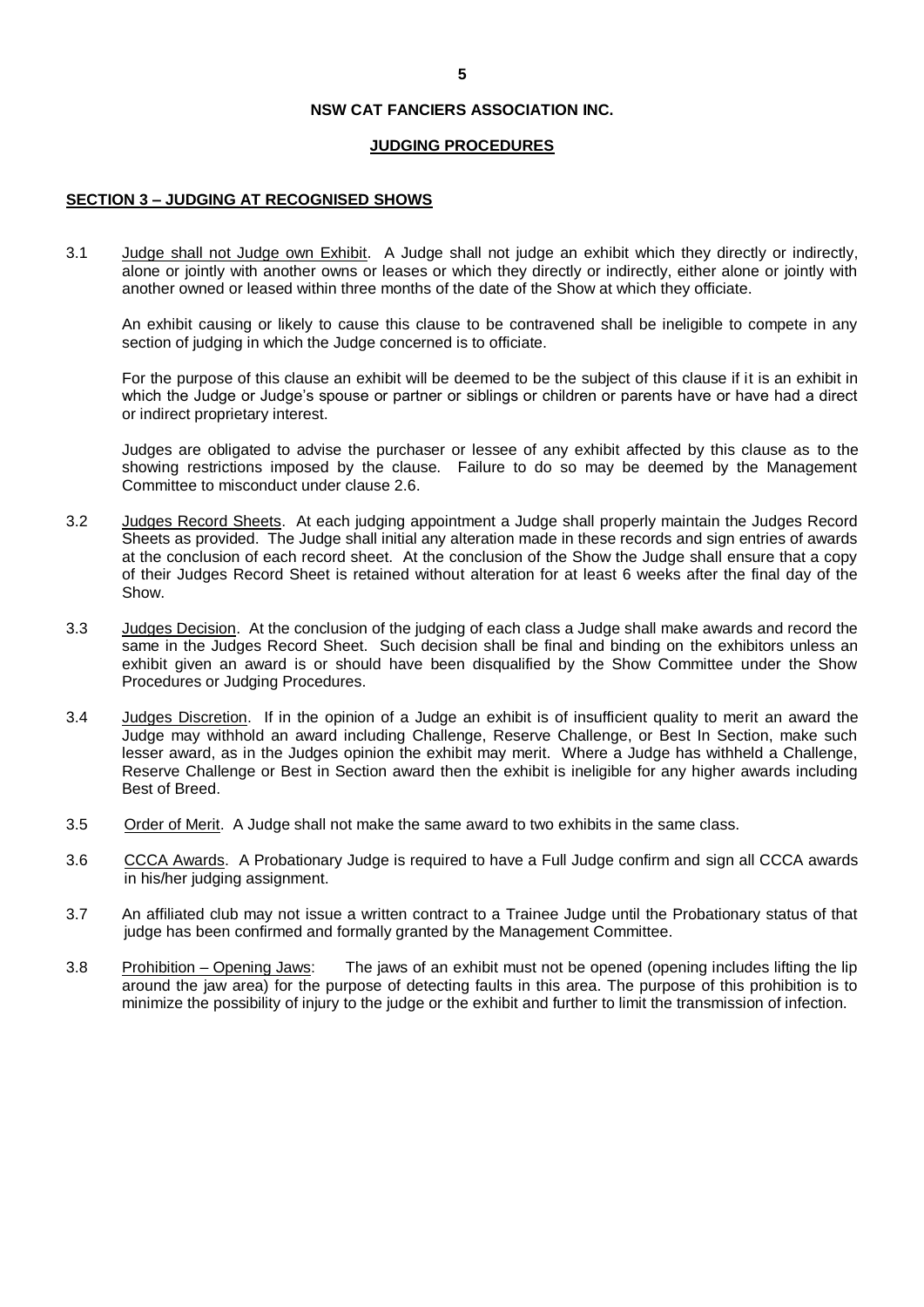**NSW CAT FANCIERS ASSOCIATION INC.**

**JUDGING PROCEDURES**

## SECTION 3 – JUDGING AT RECOGNISED SHOWS

3.1 Judge shall not Judge own Exhibit. A Judge shall not judge an exhibit which they directly or indirectly, alone or jointly with another owns or leases or which they directly or indirectly, either alone or jointly with another owned or leased within three months of the date of the Show at which they officiate.

An exhibit causing or likely to cause this clause to be contravened shall be ineligible to compete in any section of judging in which the Judge concerned is to officiate.

For the purpose of this clause an exhibit will be deemed to be the subject of this clause if it is an exhibit in which the Judge or Judge's spouse or partner or siblings or children or parents have or have had a direct or indirect proprietary interest.

Judges are obligated to advise the purchaser or lessee of any exhibit affected by this clause as to the showing restrictions imposed by the clause. Failure to do so may be deemed by the Management Committee to misconduct under clause 2.6.

3.2 Judges Record Sheets. At each judging appointment a Judge shall properly maintain the Judges Record Sheets as provided. The Judge shall initial any alteration made in these records and sign entries of awards at the conclusion of each record sheet. At the conclusion of the Show the Judge shall ensure that a copy of their Judges Record Sheet is retained without alteration for at least 6 weeks after the final day of the Show.

3.3 Judges Decision. At the conclusion of the judging of each class a Judge shall make awards and record the same in the Judges Record Sheet. Such decision shall be final and binding on the exhibitors unless an exhibit given an award is or should have been disqualified by the Show Committee under the Show Procedures or Judging Procedures.

3.4 Judges Discretion. If in the opinion of a Judge an exhibit is of insufficient quality to merit an award the Judge may withhold an award including Challenge, Reserve Challenge, or Best In Section, make such lesser award, as in the Judges opinion the exhibit may merit. Where a Judge has withheld a Challenge, Reserve Challenge or Best in Section award then the exhibit is ineligible for any higher awards including Best of Breed.

3.5 Order of Merit. A Judge shall not make the same award to two exhibits in the same class.

3.6 CCCA Awards. A Probationary Judge is required to have a Full Judge confirm and sign all CCCA awards in his/her judging assignment.

3.7 An affiliated club may not issue a written contract to a Trainee Judge until the Probationary status of that judge has been confirmed and formally granted by the Management Committee.

3.8 Prohibition – Opening Jaws: The jaws of an exhibit must not be opened (opening includes lifting the lip around the jaw area) for the purpose of detecting faults in this area. The purpose of this prohibition is to minimize the possibility of injury to the judge or the exhibit and further to limit the transmission of infection.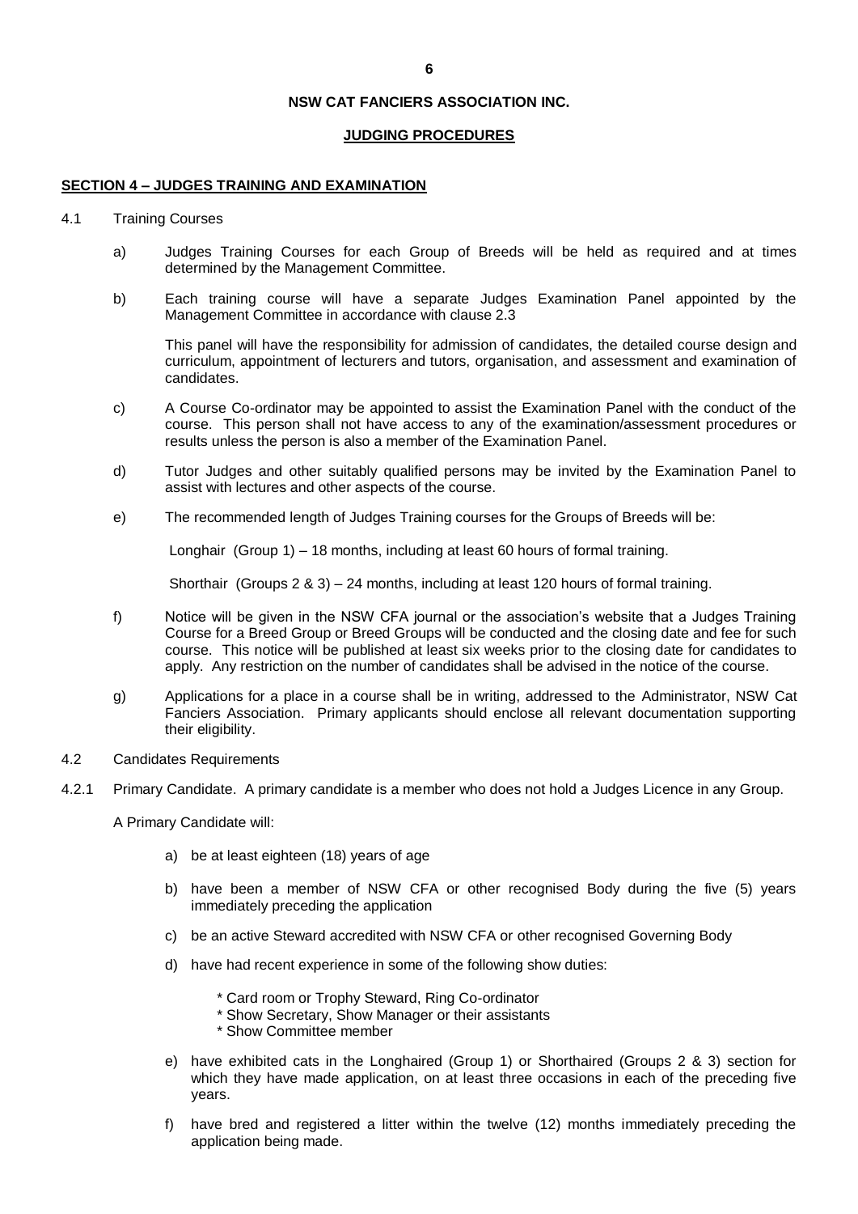**NSW CAT FANCIERS ASSOCIATION INC.**

**JUDGING PROCEDURES**

## SECTION 4 – JUDGES TRAINING AND EXAMINATION

4.1 Training Courses

a) Judges Training Courses for each Group of Breeds will be held as required and at times determined by the Management Committee.

b) Each training course will have a separate Judges Examination Panel appointed by the Management Committee in accordance with clause 2.3

This panel will have the responsibility for admission of candidates, the detailed course design and curriculum, appointment of lecturers and tutors, organisation, and assessment and examination of candidates.

c) A Course Co-ordinator may be appointed to assist the Examination Panel with the conduct of the course. This person shall not have access to any of the examination/assessment procedures or results unless the person is also a member of the Examination Panel.

d) Tutor Judges and other suitably qualified persons may be invited by the Examination Panel to assist with lectures and other aspects of the course.

e) The recommended length of Judges Training courses for the Groups of Breeds will be:

Longhair (Group 1) – 18 months, including at least 60 hours of formal training.

Shorthair (Groups 2 & 3) – 24 months, including at least 120 hours of formal training.

f) Notice will be given in the NSW CFA journal or the association's website that a Judges Training Course for a Breed Group or Breed Groups will be conducted and the closing date and fee for such course. This notice will be published at least six weeks prior to the closing date for candidates to apply. Any restriction on the number of candidates shall be advised in the notice of the course.

g) Applications for a place in a course shall be in writing, addressed to the Administrator, NSW Cat Fanciers Association. Primary applicants should enclose all relevant documentation supporting their eligibility.

4.2 Candidates Requirements

4.2.1 Primary Candidate. A primary candidate is a member who does not hold a Judges Licence in any Group.

A Primary Candidate will:

a) be at least eighteen (18) years of age

b) have been a member of NSW CFA or other recognised Body during the five (5) years immediately preceding the application

c) be an active Steward accredited with NSW CFA or other recognised Governing Body

d) have had recent experience in some of the following show duties:

* Card room or Trophy Steward, Ring Co-ordinator
* Show Secretary, Show Manager or their assistants
* Show Committee member

e) have exhibited cats in the Longhaired (Group 1) or Shorthaired (Groups 2 & 3) section for which they have made application, on at least three occasions in each of the preceding five years.

f) have bred and registered a litter within the twelve (12) months immediately preceding the application being made.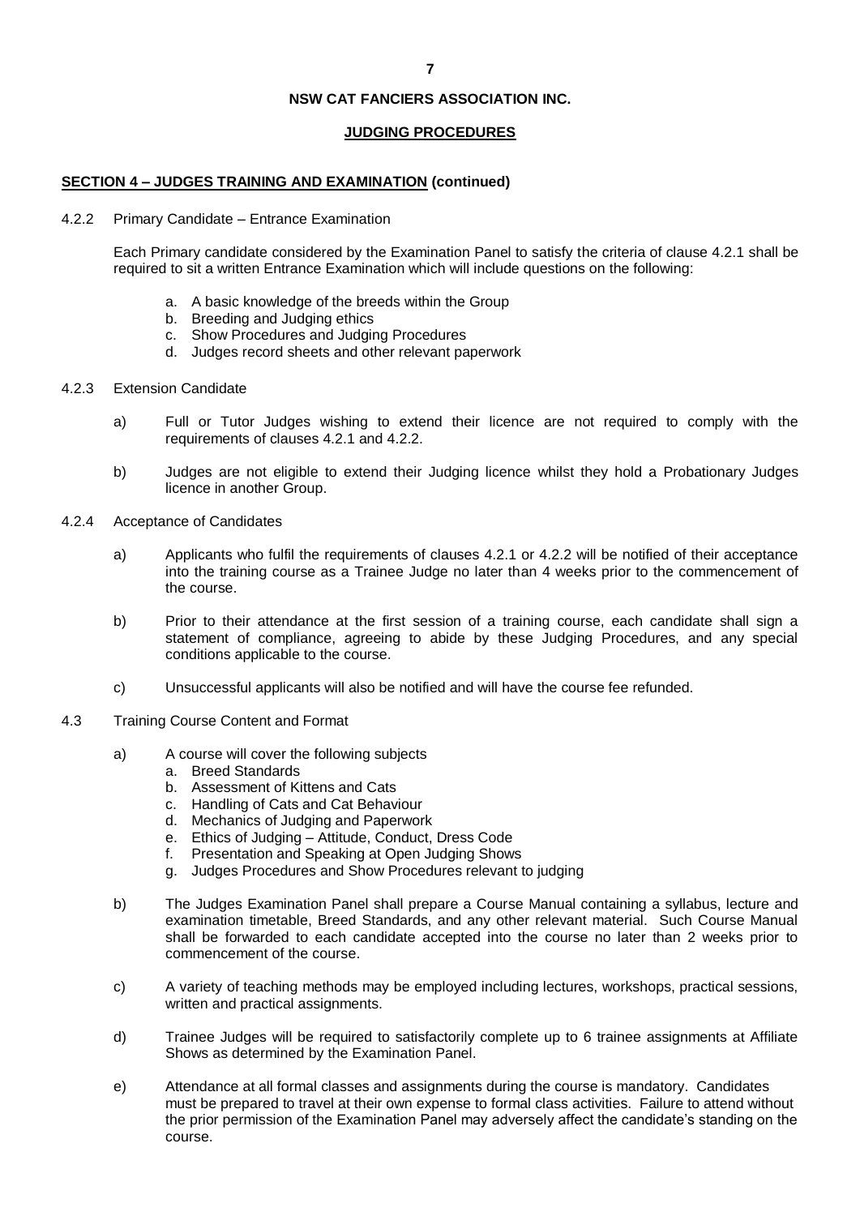**NSW CAT FANCIERS ASSOCIATION INC.**

**JUDGING PROCEDURES**

## SECTION 4 – JUDGES TRAINING AND EXAMINATION (continued)

4.2.2 Primary Candidate – Entrance Examination

Each Primary candidate considered by the Examination Panel to satisfy the criteria of clause 4.2.1 shall be required to sit a written Entrance Examination which will include questions on the following:

a. A basic knowledge of the breeds within the Group
b. Breeding and Judging ethics
c. Show Procedures and Judging Procedures
d. Judges record sheets and other relevant paperwork

4.2.3 Extension Candidate

a) Full or Tutor Judges wishing to extend their licence are not required to comply with the requirements of clauses 4.2.1 and 4.2.2.

b) Judges are not eligible to extend their Judging licence whilst they hold a Probationary Judges licence in another Group.

4.2.4 Acceptance of Candidates

a) Applicants who fulfil the requirements of clauses 4.2.1 or 4.2.2 will be notified of their acceptance into the training course as a Trainee Judge no later than 4 weeks prior to the commencement of the course.

b) Prior to their attendance at the first session of a training course, each candidate shall sign a statement of compliance, agreeing to abide by these Judging Procedures, and any special conditions applicable to the course.

c) Unsuccessful applicants will also be notified and will have the course fee refunded.

4.3 Training Course Content and Format

a) A course will cover the following subjects
   a. Breed Standards
   b. Assessment of Kittens and Cats
   c. Handling of Cats and Cat Behaviour
   d. Mechanics of Judging and Paperwork
   e. Ethics of Judging – Attitude, Conduct, Dress Code
   f. Presentation and Speaking at Open Judging Shows
   g. Judges Procedures and Show Procedures relevant to judging

b) The Judges Examination Panel shall prepare a Course Manual containing a syllabus, lecture and examination timetable, Breed Standards, and any other relevant material. Such Course Manual shall be forwarded to each candidate accepted into the course no later than 2 weeks prior to commencement of the course.

c) A variety of teaching methods may be employed including lectures, workshops, practical sessions, written and practical assignments.

d) Trainee Judges will be required to satisfactorily complete up to 6 trainee assignments at Affiliate Shows as determined by the Examination Panel.

e) Attendance at all formal classes and assignments during the course is mandatory. Candidates must be prepared to travel at their own expense to formal class activities. Failure to attend without the prior permission of the Examination Panel may adversely affect the candidate's standing on the course.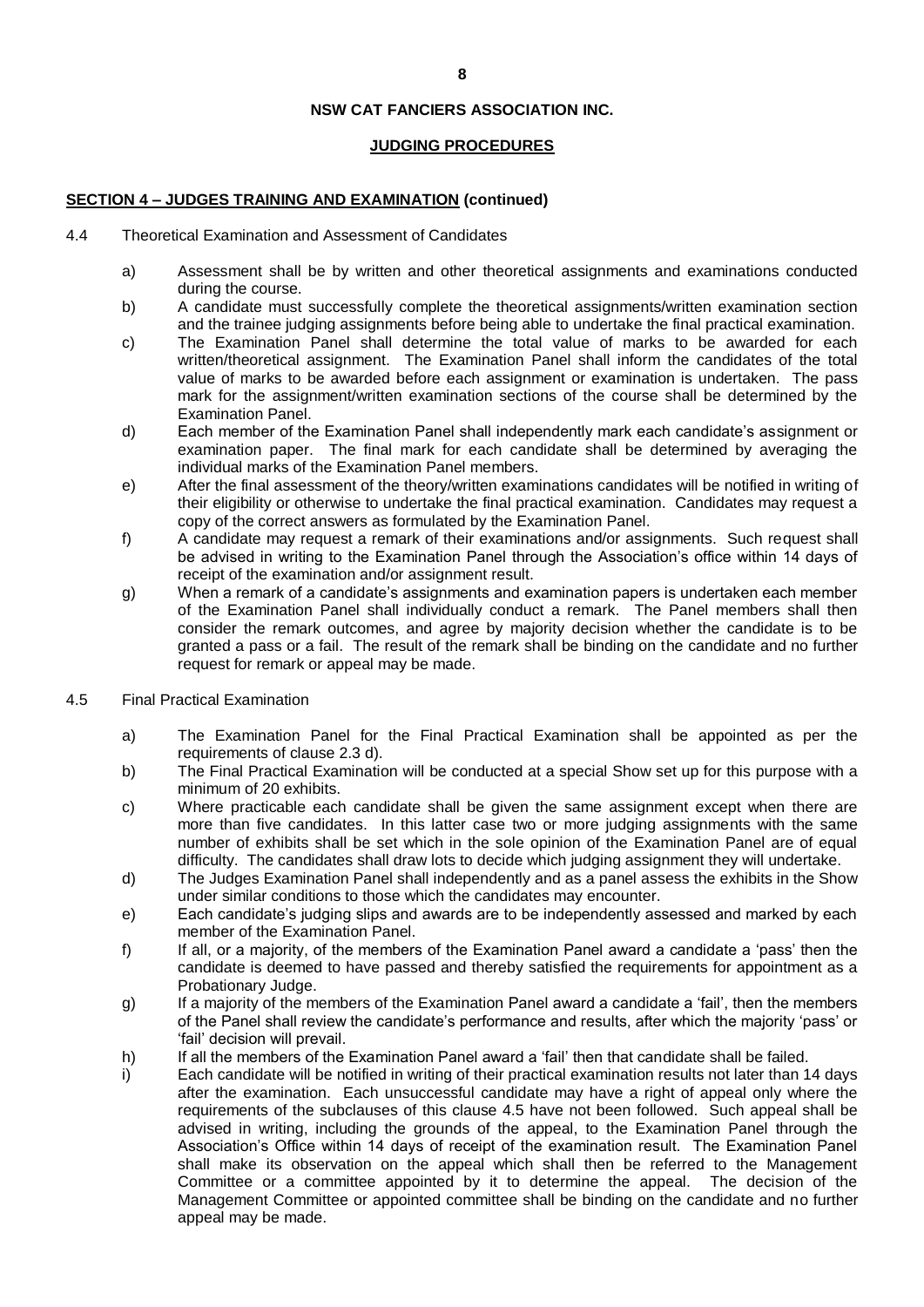**NSW CAT FANCIERS ASSOCIATION INC.**

**JUDGING PROCEDURES**

**SECTION 4 – JUDGES TRAINING AND EXAMINATION (continued)**

4.4 Theoretical Examination and Assessment of Candidates

a) Assessment shall be by written and other theoretical assignments and examinations conducted during the course.

b) A candidate must successfully complete the theoretical assignments/written examination section and the trainee judging assignments before being able to undertake the final practical examination.

c) The Examination Panel shall determine the total value of marks to be awarded for each written/theoretical assignment. The Examination Panel shall inform the candidates of the total value of marks to be awarded before each assignment or examination is undertaken. The pass mark for the assignment/written examination sections of the course shall be determined by the Examination Panel.

d) Each member of the Examination Panel shall independently mark each candidate's assignment or examination paper. The final mark for each candidate shall be determined by averaging the individual marks of the Examination Panel members.

e) After the final assessment of the theory/written examinations candidates will be notified in writing of their eligibility or otherwise to undertake the final practical examination. Candidates may request a copy of the correct answers as formulated by the Examination Panel.

f) A candidate may request a remark of their examinations and/or assignments. Such request shall be advised in writing to the Examination Panel through the Association's office within 14 days of receipt of the examination and/or assignment result.

g) When a remark of a candidate's assignments and examination papers is undertaken each member of the Examination Panel shall individually conduct a remark. The Panel members shall then consider the remark outcomes, and agree by majority decision whether the candidate is to be granted a pass or a fail. The result of the remark shall be binding on the candidate and no further request for remark or appeal may be made.

4.5 Final Practical Examination

a) The Examination Panel for the Final Practical Examination shall be appointed as per the requirements of clause 2.3 d).

b) The Final Practical Examination will be conducted at a special Show set up for this purpose with a minimum of 20 exhibits.

c) Where practicable each candidate shall be given the same assignment except when there are more than five candidates. In this latter case two or more judging assignments with the same number of exhibits shall be set which in the sole opinion of the Examination Panel are of equal difficulty. The candidates shall draw lots to decide which judging assignment they will undertake.

d) The Judges Examination Panel shall independently and as a panel assess the exhibits in the Show under similar conditions to those which the candidates may encounter.

e) Each candidate's judging slips and awards are to be independently assessed and marked by each member of the Examination Panel.

f) If all, or a majority, of the members of the Examination Panel award a candidate a 'pass' then the candidate is deemed to have passed and thereby satisfied the requirements for appointment as a Probationary Judge.

g) If a majority of the members of the Examination Panel award a candidate a 'fail', then the members of the Panel shall review the candidate's performance and results, after which the majority 'pass' or 'fail' decision will prevail.

h) If all the members of the Examination Panel award a 'fail' then that candidate shall be failed.

i) Each candidate will be notified in writing of their practical examination results not later than 14 days after the examination. Each unsuccessful candidate may have a right of appeal only where the requirements of the subclauses of this clause 4.5 have not been followed. Such appeal shall be advised in writing, including the grounds of the appeal, to the Examination Panel through the Association's Office within 14 days of receipt of the examination result. The Examination Panel shall make its observation on the appeal which shall then be referred to the Management Committee or a committee appointed by it to determine the appeal. The decision of the Management Committee or appointed committee shall be binding on the candidate and no further appeal may be made.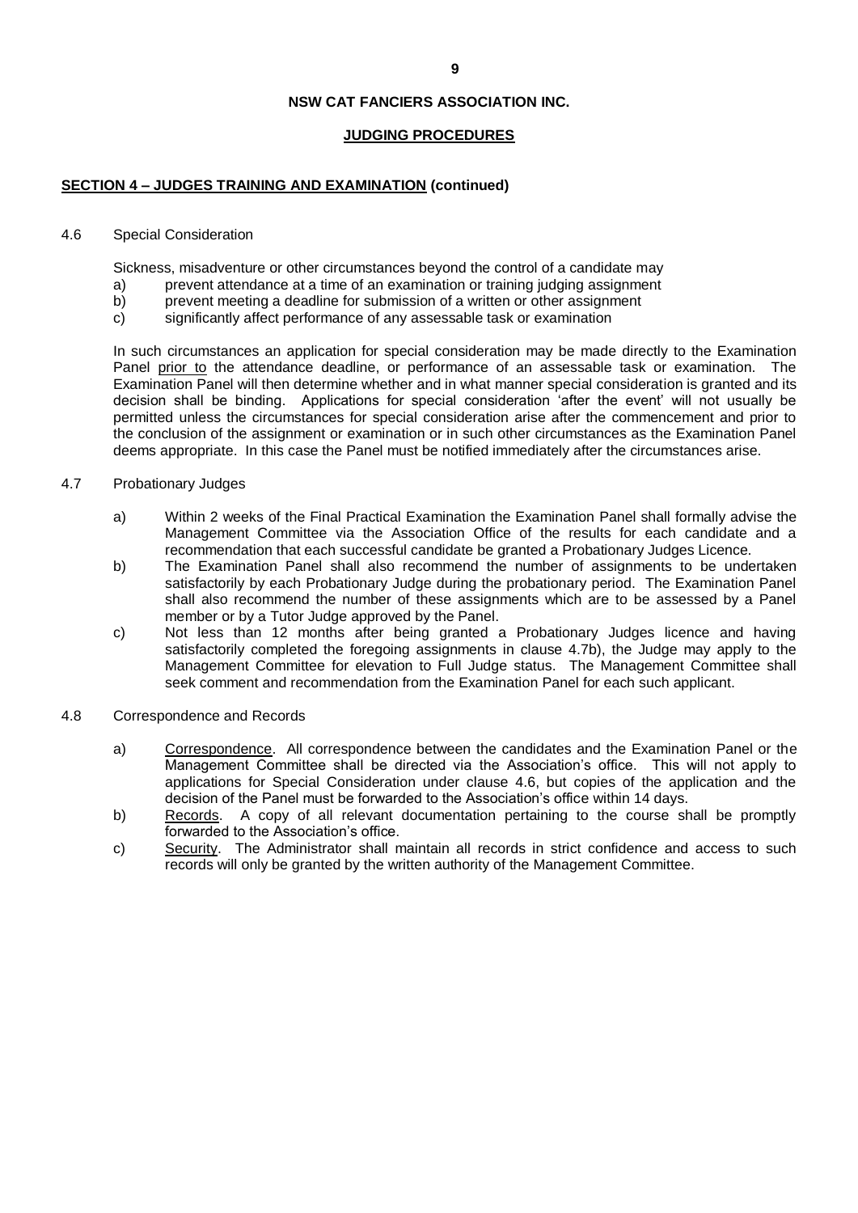**NSW CAT FANCIERS ASSOCIATION INC.**

**JUDGING PROCEDURES**

**SECTION 4 – JUDGES TRAINING AND EXAMINATION (continued)**

4.6 Special Consideration

Sickness, misadventure or other circumstances beyond the control of a candidate may

a) prevent attendance at a time of an examination or training judging assignment
b) prevent meeting a deadline for submission of a written or other assignment
c) significantly affect performance of any assessable task or examination

In such circumstances an application for special consideration may be made directly to the Examination Panel prior to the attendance deadline, or performance of an assessable task or examination. The Examination Panel will then determine whether and in what manner special consideration is granted and its decision shall be binding. Applications for special consideration 'after the event' will not usually be permitted unless the circumstances for special consideration arise after the commencement and prior to the conclusion of the assignment or examination or in such other circumstances as the Examination Panel deems appropriate. In this case the Panel must be notified immediately after the circumstances arise.

4.7 Probationary Judges

a) Within 2 weeks of the Final Practical Examination the Examination Panel shall formally advise the Management Committee via the Association Office of the results for each candidate and a recommendation that each successful candidate be granted a Probationary Judges Licence.
b) The Examination Panel shall also recommend the number of assignments to be undertaken satisfactorily by each Probationary Judge during the probationary period. The Examination Panel shall also recommend the number of these assignments which are to be assessed by a Panel member or by a Tutor Judge approved by the Panel.
c) Not less than 12 months after being granted a Probationary Judges licence and having satisfactorily completed the foregoing assignments in clause 4.7b), the Judge may apply to the Management Committee for elevation to Full Judge status. The Management Committee shall seek comment and recommendation from the Examination Panel for each such applicant.

4.8 Correspondence and Records

a) Correspondence. All correspondence between the candidates and the Examination Panel or the Management Committee shall be directed via the Association's office. This will not apply to applications for Special Consideration under clause 4.6, but copies of the application and the decision of the Panel must be forwarded to the Association's office within 14 days.
b) Records. A copy of all relevant documentation pertaining to the course shall be promptly forwarded to the Association's office.
c) Security. The Administrator shall maintain all records in strict confidence and access to such records will only be granted by the written authority of the Management Committee.